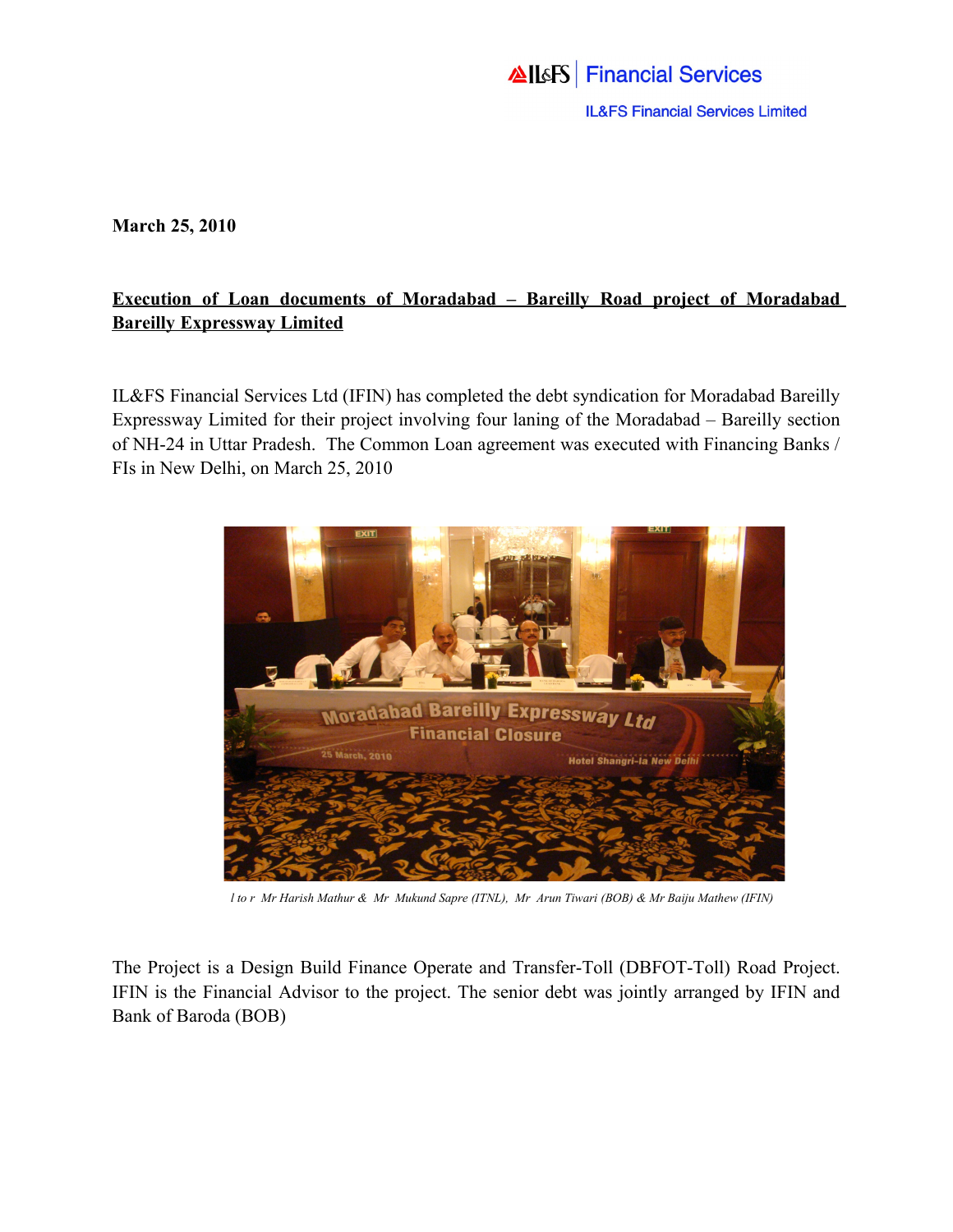IL&FS | Financial Services

IL&FS Financial Services Limited

**March 25, 2010**

**Execution of Loan documents of Moradabad – Bareilly Road project of Moradabad Bareilly Expressway Limited**

IL&FS Financial Services Ltd (IFIN) has completed the debt syndication for Moradabad Bareilly Expressway Limited for their project involving four laning of the Moradabad – Bareilly section of NH-24 in Uttar Pradesh. The Common Loan agreement was executed with Financing Banks / FIs in New Delhi, on March 25, 2010

*l to r Mr Harish Mathur & Mr Mukund Sapre (ITNL), Mr Arun Tiwari (BOB) & Mr Baiju Mathew (IFIN)*

The Project is a Design Build Finance Operate and Transfer-Toll (DBFOT-Toll) Road Project. IFIN is the Financial Advisor to the project. The senior debt was jointly arranged by IFIN and Bank of Baroda (BOB)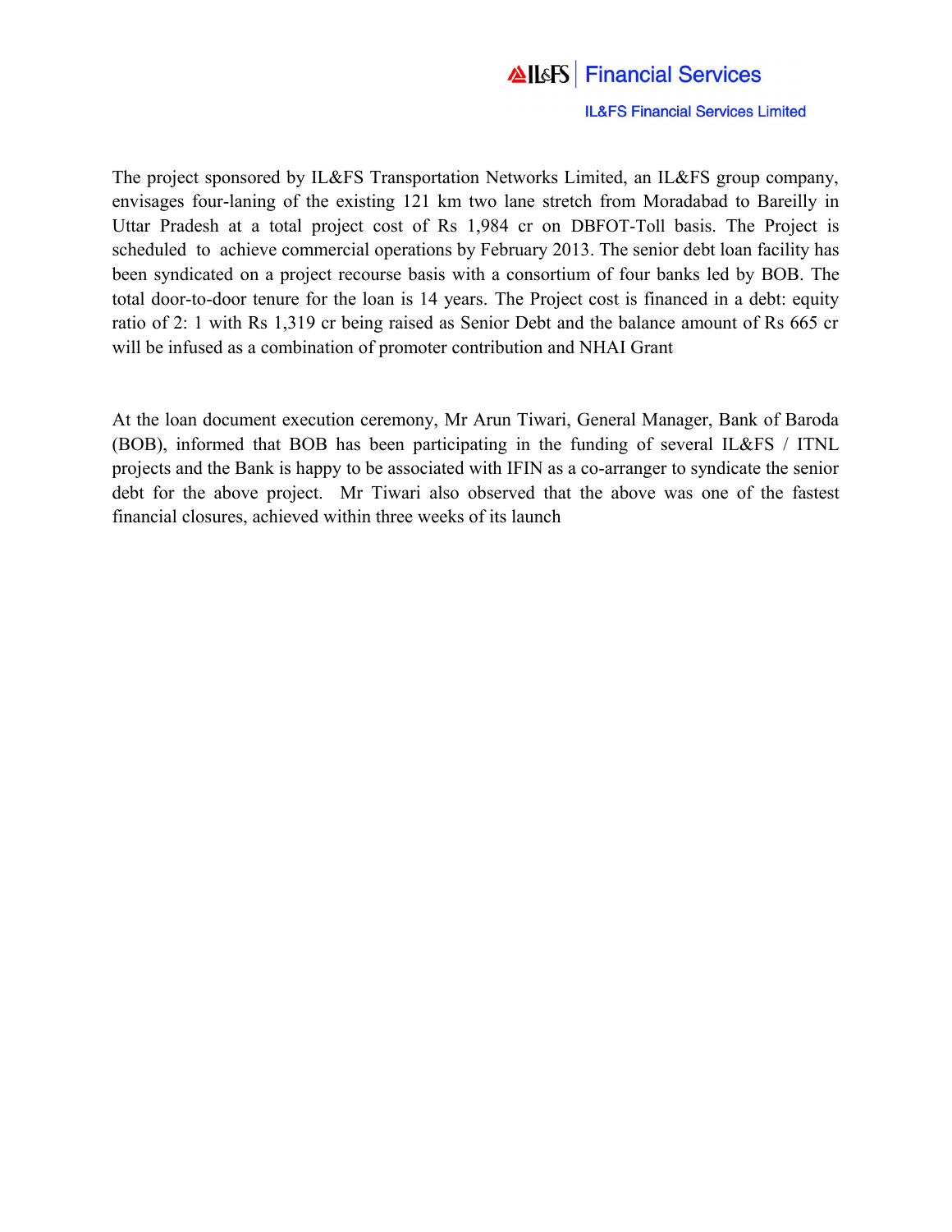The project sponsored by IL&FS Transportation Networks Limited, an IL&FS group company, envisages four-laning of the existing 121 km two lane stretch from Moradabad to Bareilly in Uttar Pradesh at a total project cost of Rs 1,984 cr on DBFOT-Toll basis. The Project is scheduled to achieve commercial operations by February 2013. The senior debt loan facility has been syndicated on a project recourse basis with a consortium of four banks led by BOB. The total door-to-door tenure for the loan is 14 years. The Project cost is financed in a debt: equity ratio of 2: 1 with Rs 1,319 cr being raised as Senior Debt and the balance amount of Rs 665 cr will be infused as a combination of promoter contribution and NHAI Grant

At the loan document execution ceremony, Mr Arun Tiwari, General Manager, Bank of Baroda (BOB), informed that BOB has been participating in the funding of several IL&FS / ITNL projects and the Bank is happy to be associated with IFIN as a co-arranger to syndicate the senior debt for the above project. Mr Tiwari also observed that the above was one of the fastest financial closures, achieved within three weeks of its launch